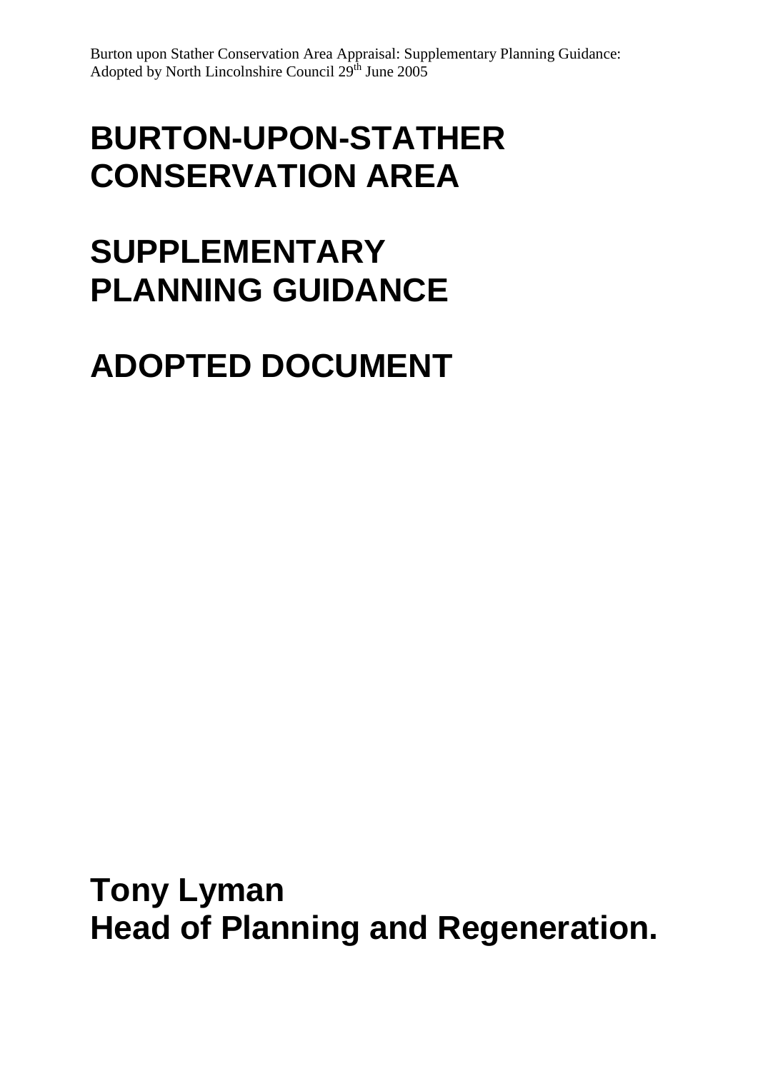# BURTON-UPON-STATHER CONSERVATION AREA

# SUPPLEMENTARY PLANNING GUIDANCE

# ADOPTED DOCUMENT

**Tony Lyman**
**Head of Planning and Regeneration.**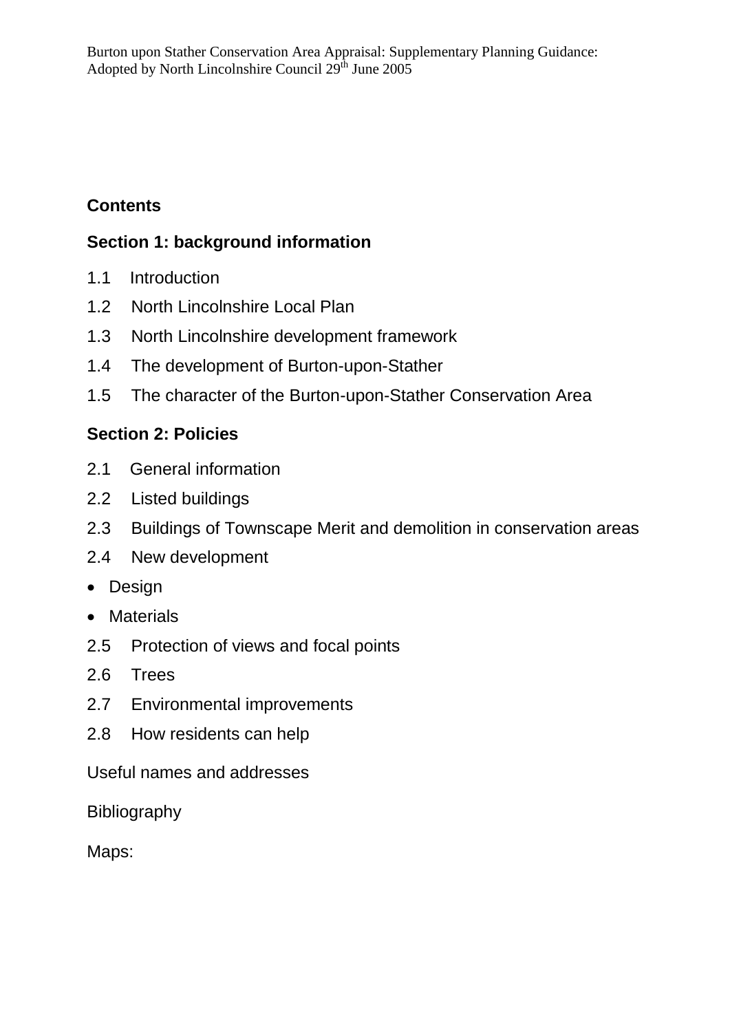## Contents

### Section 1: background information

1.1 Introduction

1.2 North Lincolnshire Local Plan

1.3 North Lincolnshire development framework

1.4 The development of Burton-upon-Stather

1.5 The character of the Burton-upon-Stather Conservation Area

### Section 2: Policies

2.1 General information

2.2 Listed buildings

2.3 Buildings of Townscape Merit and demolition in conservation areas

2.4 New development

- Design
- Materials

2.5 Protection of views and focal points

2.6 Trees

2.7 Environmental improvements

2.8 How residents can help

Useful names and addresses

Bibliography

Maps: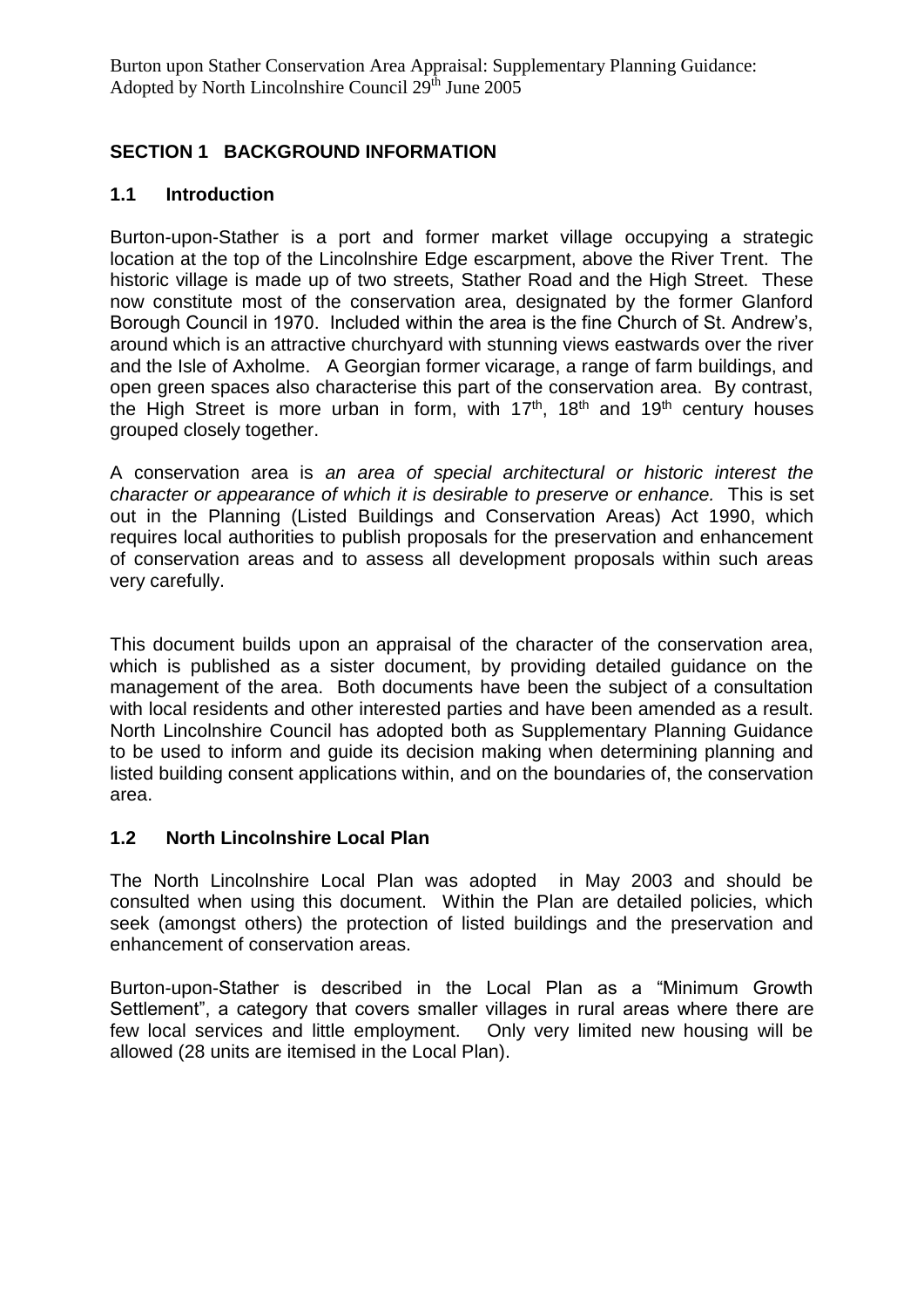## SECTION 1 BACKGROUND INFORMATION

### 1.1 Introduction

Burton-upon-Stather is a port and former market village occupying a strategic location at the top of the Lincolnshire Edge escarpment, above the River Trent. The historic village is made up of two streets, Stather Road and the High Street. These now constitute most of the conservation area, designated by the former Glanford Borough Council in 1970. Included within the area is the fine Church of St. Andrew's, around which is an attractive churchyard with stunning views eastwards over the river and the Isle of Axholme. A Georgian former vicarage, a range of farm buildings, and open green spaces also characterise this part of the conservation area. By contrast, the High Street is more urban in form, with 17th, 18th and 19th century houses grouped closely together.

A conservation area is *an area of special architectural or historic interest the character or appearance of which it is desirable to preserve or enhance.* This is set out in the Planning (Listed Buildings and Conservation Areas) Act 1990, which requires local authorities to publish proposals for the preservation and enhancement of conservation areas and to assess all development proposals within such areas very carefully.

This document builds upon an appraisal of the character of the conservation area, which is published as a sister document, by providing detailed guidance on the management of the area. Both documents have been the subject of a consultation with local residents and other interested parties and have been amended as a result. North Lincolnshire Council has adopted both as Supplementary Planning Guidance to be used to inform and guide its decision making when determining planning and listed building consent applications within, and on the boundaries of, the conservation area.

### 1.2 North Lincolnshire Local Plan

The North Lincolnshire Local Plan was adopted in May 2003 and should be consulted when using this document. Within the Plan are detailed policies, which seek (amongst others) the protection of listed buildings and the preservation and enhancement of conservation areas.

Burton-upon-Stather is described in the Local Plan as a "Minimum Growth Settlement", a category that covers smaller villages in rural areas where there are few local services and little employment. Only very limited new housing will be allowed (28 units are itemised in the Local Plan).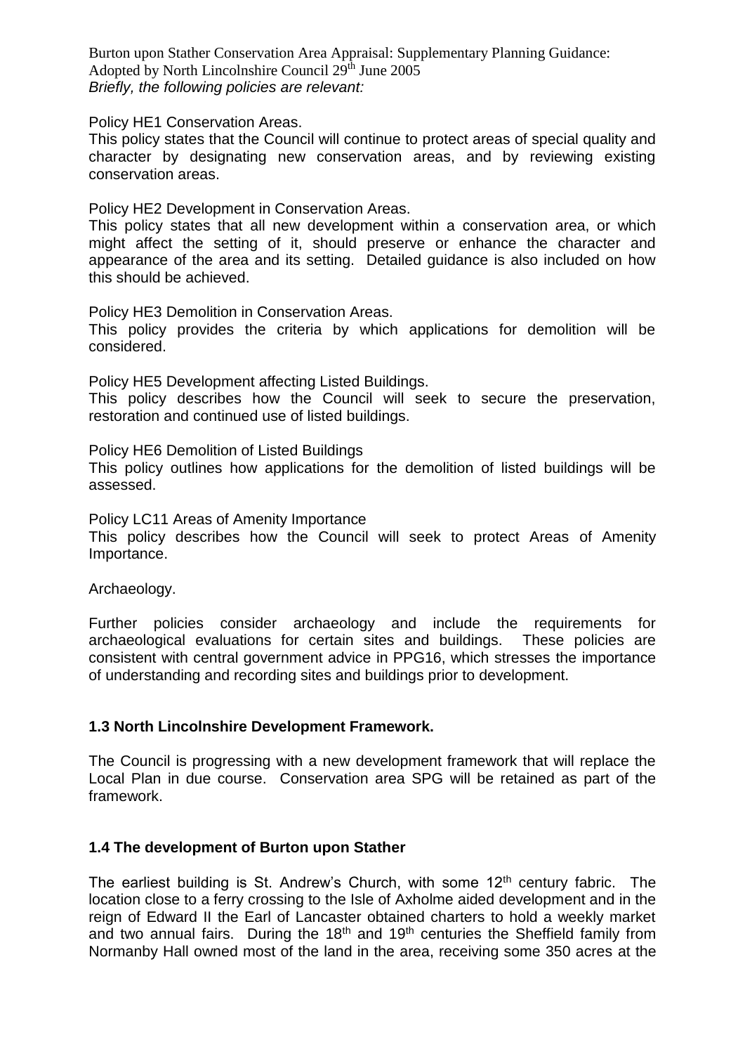*Briefly, the following policies are relevant:*

Policy HE1 Conservation Areas.

This policy states that the Council will continue to protect areas of special quality and character by designating new conservation areas, and by reviewing existing conservation areas.

Policy HE2 Development in Conservation Areas.

This policy states that all new development within a conservation area, or which might affect the setting of it, should preserve or enhance the character and appearance of the area and its setting. Detailed guidance is also included on how this should be achieved.

Policy HE3 Demolition in Conservation Areas.

This policy provides the criteria by which applications for demolition will be considered.

Policy HE5 Development affecting Listed Buildings.

This policy describes how the Council will seek to secure the preservation, restoration and continued use of listed buildings.

Policy HE6 Demolition of Listed Buildings

This policy outlines how applications for the demolition of listed buildings will be assessed.

Policy LC11 Areas of Amenity Importance

This policy describes how the Council will seek to protect Areas of Amenity Importance.

Archaeology.

Further policies consider archaeology and include the requirements for archaeological evaluations for certain sites and buildings. These policies are consistent with central government advice in PPG16, which stresses the importance of understanding and recording sites and buildings prior to development.

### 1.3 North Lincolnshire Development Framework.

The Council is progressing with a new development framework that will replace the Local Plan in due course. Conservation area SPG will be retained as part of the framework.

### 1.4 The development of Burton upon Stather

The earliest building is St. Andrew's Church, with some 12th century fabric. The location close to a ferry crossing to the Isle of Axholme aided development and in the reign of Edward II the Earl of Lancaster obtained charters to hold a weekly market and two annual fairs. During the 18th and 19th centuries the Sheffield family from Normanby Hall owned most of the land in the area, receiving some 350 acres at the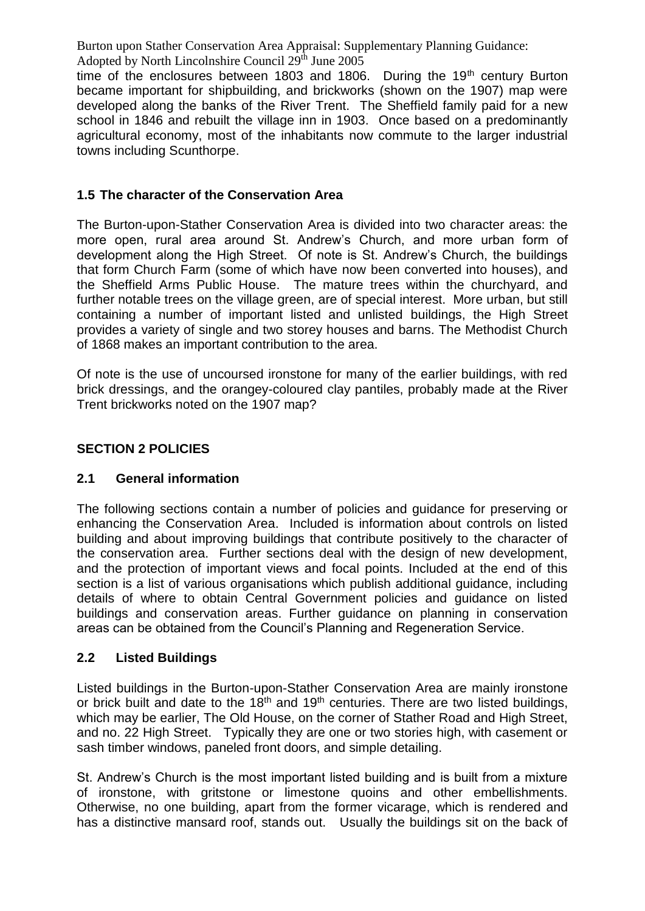time of the enclosures between 1803 and 1806. During the 19th century Burton became important for shipbuilding, and brickworks (shown on the 1907) map were developed along the banks of the River Trent. The Sheffield family paid for a new school in 1846 and rebuilt the village inn in 1903. Once based on a predominantly agricultural economy, most of the inhabitants now commute to the larger industrial towns including Scunthorpe.

### 1.5 The character of the Conservation Area

The Burton-upon-Stather Conservation Area is divided into two character areas: the more open, rural area around St. Andrew's Church, and more urban form of development along the High Street. Of note is St. Andrew's Church, the buildings that form Church Farm (some of which have now been converted into houses), and the Sheffield Arms Public House. The mature trees within the churchyard, and further notable trees on the village green, are of special interest. More urban, but still containing a number of important listed and unlisted buildings, the High Street provides a variety of single and two storey houses and barns. The Methodist Church of 1868 makes an important contribution to the area.

Of note is the use of uncoursed ironstone for many of the earlier buildings, with red brick dressings, and the orangey-coloured clay pantiles, probably made at the River Trent brickworks noted on the 1907 map?

## SECTION 2 POLICIES

### 2.1 General information

The following sections contain a number of policies and guidance for preserving or enhancing the Conservation Area. Included is information about controls on listed building and about improving buildings that contribute positively to the character of the conservation area. Further sections deal with the design of new development, and the protection of important views and focal points. Included at the end of this section is a list of various organisations which publish additional guidance, including details of where to obtain Central Government policies and guidance on listed buildings and conservation areas. Further guidance on planning in conservation areas can be obtained from the Council's Planning and Regeneration Service.

### 2.2 Listed Buildings

Listed buildings in the Burton-upon-Stather Conservation Area are mainly ironstone or brick built and date to the 18th and 19th centuries. There are two listed buildings, which may be earlier, The Old House, on the corner of Stather Road and High Street, and no. 22 High Street. Typically they are one or two stories high, with casement or sash timber windows, paneled front doors, and simple detailing.

St. Andrew's Church is the most important listed building and is built from a mixture of ironstone, with gritstone or limestone quoins and other embellishments. Otherwise, no one building, apart from the former vicarage, which is rendered and has a distinctive mansard roof, stands out. Usually the buildings sit on the back of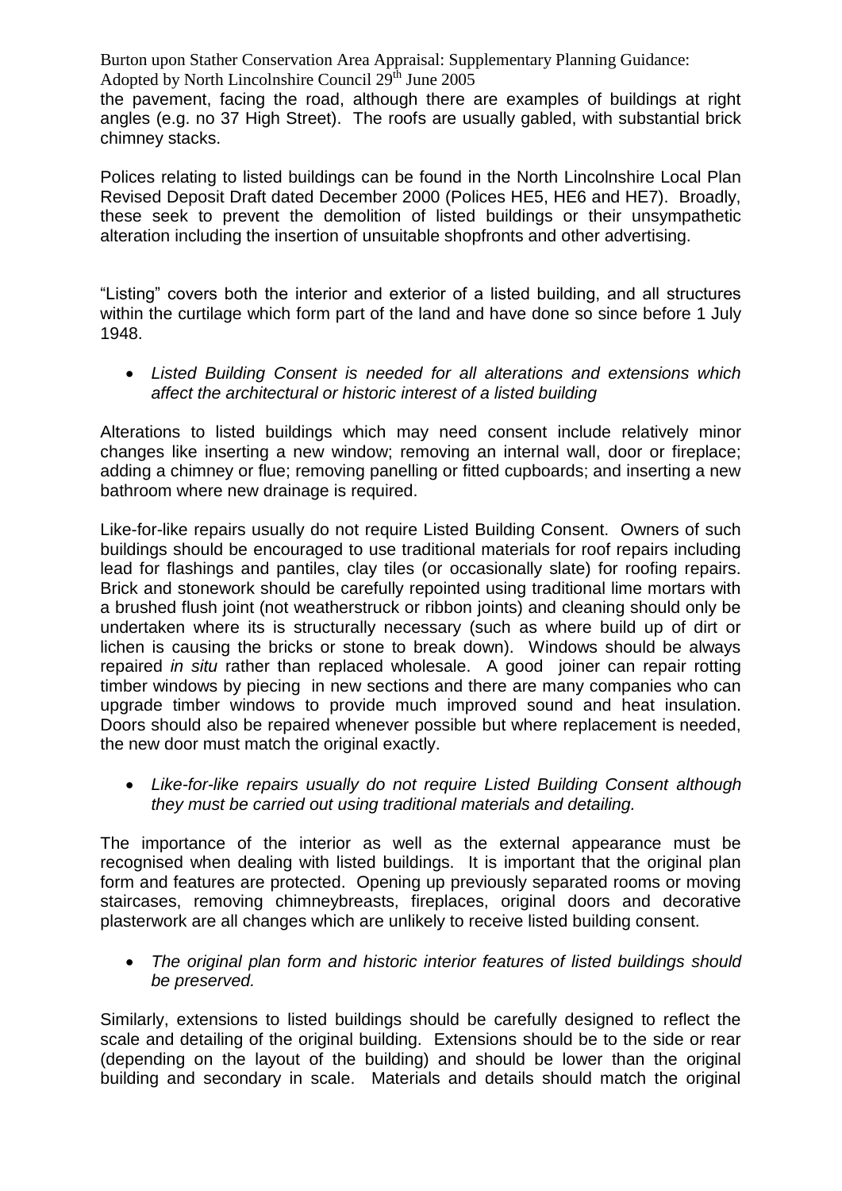the pavement, facing the road, although there are examples of buildings at right angles (e.g. no 37 High Street). The roofs are usually gabled, with substantial brick chimney stacks.

Polices relating to listed buildings can be found in the North Lincolnshire Local Plan Revised Deposit Draft dated December 2000 (Polices HE5, HE6 and HE7). Broadly, these seek to prevent the demolition of listed buildings or their unsympathetic alteration including the insertion of unsuitable shopfronts and other advertising.

"Listing" covers both the interior and exterior of a listed building, and all structures within the curtilage which form part of the land and have done so since before 1 July 1948.

- *Listed Building Consent is needed for all alterations and extensions which affect the architectural or historic interest of a listed building*

Alterations to listed buildings which may need consent include relatively minor changes like inserting a new window; removing an internal wall, door or fireplace; adding a chimney or flue; removing panelling or fitted cupboards; and inserting a new bathroom where new drainage is required.

Like-for-like repairs usually do not require Listed Building Consent. Owners of such buildings should be encouraged to use traditional materials for roof repairs including lead for flashings and pantiles, clay tiles (or occasionally slate) for roofing repairs. Brick and stonework should be carefully repointed using traditional lime mortars with a brushed flush joint (not weatherstruck or ribbon joints) and cleaning should only be undertaken where its is structurally necessary (such as where build up of dirt or lichen is causing the bricks or stone to break down). Windows should be always repaired *in situ* rather than replaced wholesale. A good joiner can repair rotting timber windows by piecing in new sections and there are many companies who can upgrade timber windows to provide much improved sound and heat insulation. Doors should also be repaired whenever possible but where replacement is needed, the new door must match the original exactly.

- *Like-for-like repairs usually do not require Listed Building Consent although they must be carried out using traditional materials and detailing.*

The importance of the interior as well as the external appearance must be recognised when dealing with listed buildings. It is important that the original plan form and features are protected. Opening up previously separated rooms or moving staircases, removing chimneybreasts, fireplaces, original doors and decorative plasterwork are all changes which are unlikely to receive listed building consent.

- *The original plan form and historic interior features of listed buildings should be preserved.*

Similarly, extensions to listed buildings should be carefully designed to reflect the scale and detailing of the original building. Extensions should be to the side or rear (depending on the layout of the building) and should be lower than the original building and secondary in scale. Materials and details should match the original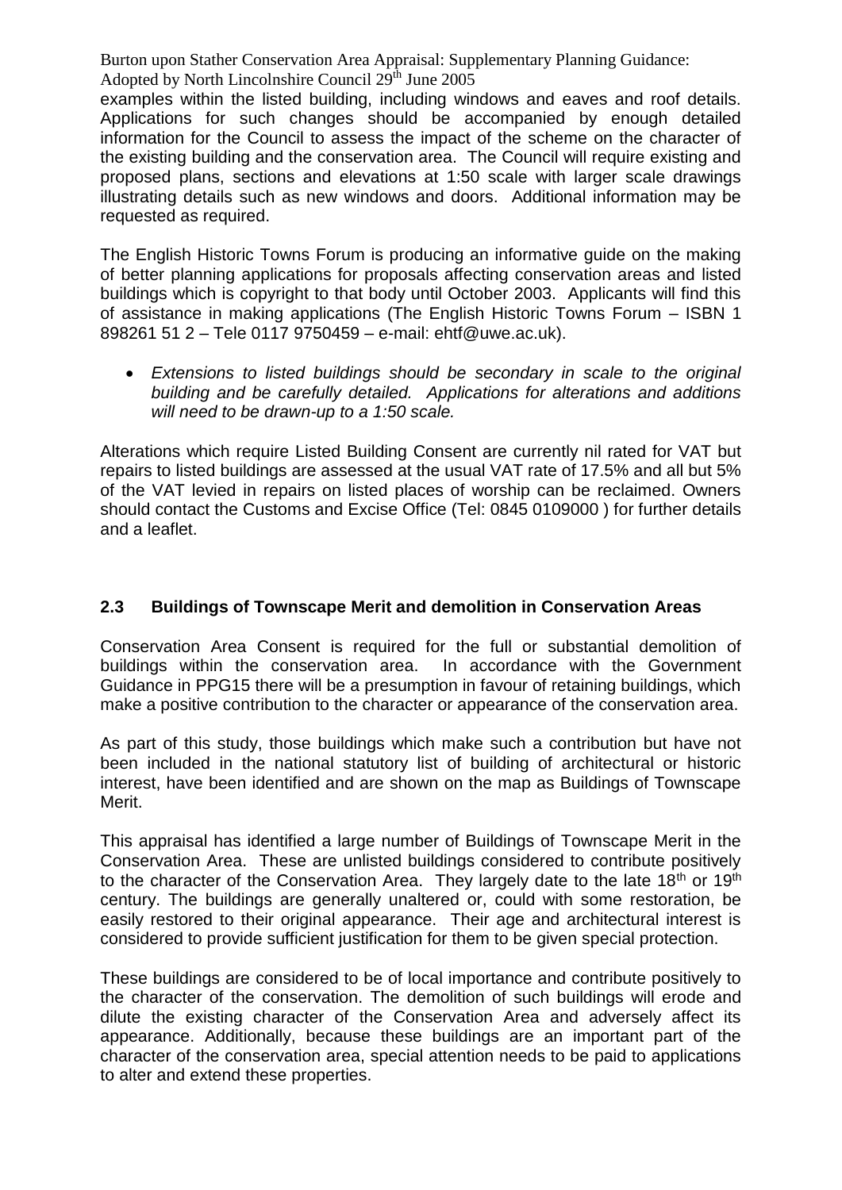examples within the listed building, including windows and eaves and roof details. Applications for such changes should be accompanied by enough detailed information for the Council to assess the impact of the scheme on the character of the existing building and the conservation area. The Council will require existing and proposed plans, sections and elevations at 1:50 scale with larger scale drawings illustrating details such as new windows and doors. Additional information may be requested as required.

The English Historic Towns Forum is producing an informative guide on the making of better planning applications for proposals affecting conservation areas and listed buildings which is copyright to that body until October 2003. Applicants will find this of assistance in making applications (The English Historic Towns Forum – ISBN 1 898261 51 2 – Tele 0117 9750459 – e-mail: ehtf@uwe.ac.uk).

- *Extensions to listed buildings should be secondary in scale to the original building and be carefully detailed. Applications for alterations and additions will need to be drawn-up to a 1:50 scale.*

Alterations which require Listed Building Consent are currently nil rated for VAT but repairs to listed buildings are assessed at the usual VAT rate of 17.5% and all but 5% of the VAT levied in repairs on listed places of worship can be reclaimed. Owners should contact the Customs and Excise Office (Tel: 0845 0109000 ) for further details and a leaflet.

## 2.3 Buildings of Townscape Merit and demolition in Conservation Areas

Conservation Area Consent is required for the full or substantial demolition of buildings within the conservation area. In accordance with the Government Guidance in PPG15 there will be a presumption in favour of retaining buildings, which make a positive contribution to the character or appearance of the conservation area.

As part of this study, those buildings which make such a contribution but have not been included in the national statutory list of building of architectural or historic interest, have been identified and are shown on the map as Buildings of Townscape Merit.

This appraisal has identified a large number of Buildings of Townscape Merit in the Conservation Area. These are unlisted buildings considered to contribute positively to the character of the Conservation Area. They largely date to the late 18th or 19th century. The buildings are generally unaltered or, could with some restoration, be easily restored to their original appearance. Their age and architectural interest is considered to provide sufficient justification for them to be given special protection.

These buildings are considered to be of local importance and contribute positively to the character of the conservation. The demolition of such buildings will erode and dilute the existing character of the Conservation Area and adversely affect its appearance. Additionally, because these buildings are an important part of the character of the conservation area, special attention needs to be paid to applications to alter and extend these properties.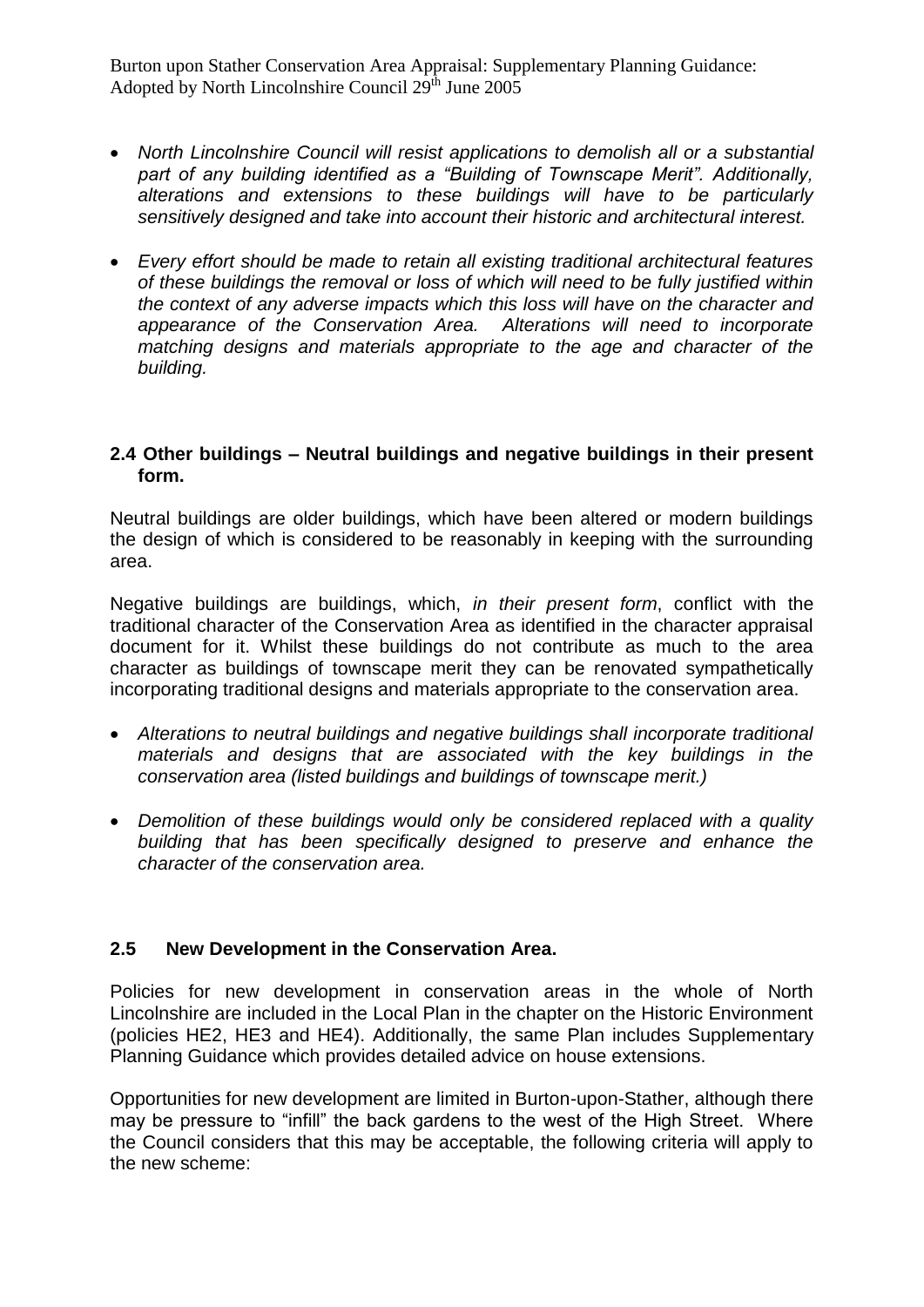- *North Lincolnshire Council will resist applications to demolish all or a substantial part of any building identified as a "Building of Townscape Merit". Additionally, alterations and extensions to these buildings will have to be particularly sensitively designed and take into account their historic and architectural interest.*

- *Every effort should be made to retain all existing traditional architectural features of these buildings the removal or loss of which will need to be fully justified within the context of any adverse impacts which this loss will have on the character and appearance of the Conservation Area. Alterations will need to incorporate matching designs and materials appropriate to the age and character of the building.*

### 2.4 Other buildings – Neutral buildings and negative buildings in their present form.

Neutral buildings are older buildings, which have been altered or modern buildings the design of which is considered to be reasonably in keeping with the surrounding area.

Negative buildings are buildings, which, *in their present form*, conflict with the traditional character of the Conservation Area as identified in the character appraisal document for it. Whilst these buildings do not contribute as much to the area character as buildings of townscape merit they can be renovated sympathetically incorporating traditional designs and materials appropriate to the conservation area.

- *Alterations to neutral buildings and negative buildings shall incorporate traditional materials and designs that are associated with the key buildings in the conservation area (listed buildings and buildings of townscape merit.)*

- *Demolition of these buildings would only be considered replaced with a quality building that has been specifically designed to preserve and enhance the character of the conservation area.*

### 2.5 New Development in the Conservation Area.

Policies for new development in conservation areas in the whole of North Lincolnshire are included in the Local Plan in the chapter on the Historic Environment (policies HE2, HE3 and HE4). Additionally, the same Plan includes Supplementary Planning Guidance which provides detailed advice on house extensions.

Opportunities for new development are limited in Burton-upon-Stather, although there may be pressure to "infill" the back gardens to the west of the High Street. Where the Council considers that this may be acceptable, the following criteria will apply to the new scheme: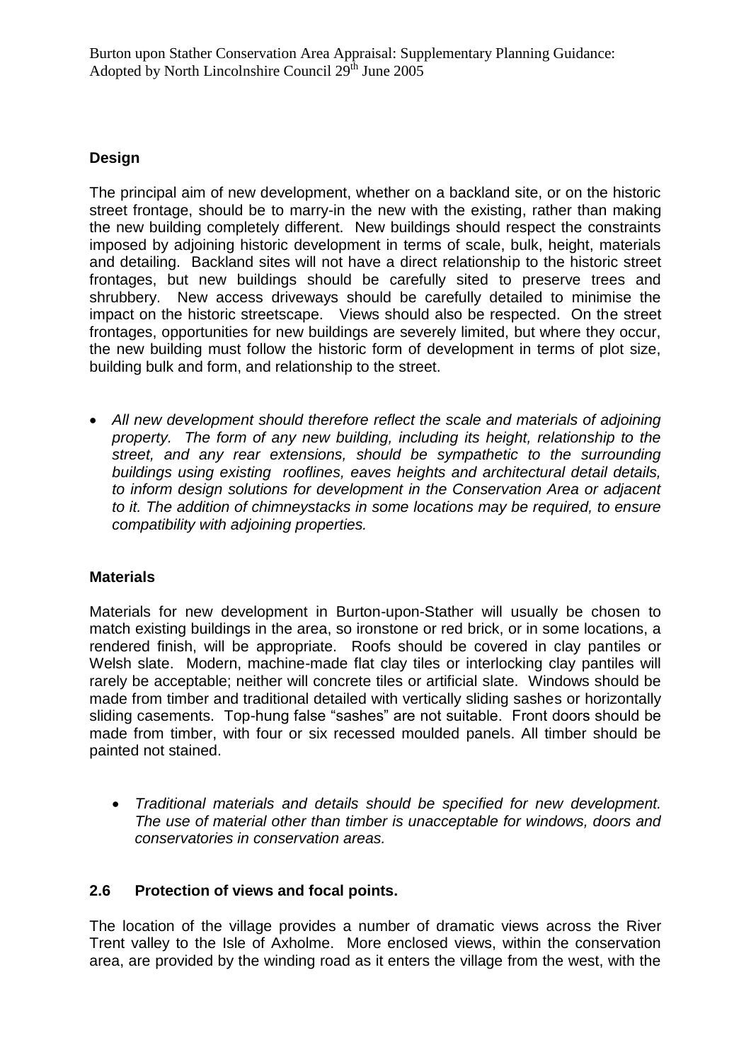**Design**

The principal aim of new development, whether on a backland site, or on the historic street frontage, should be to marry-in the new with the existing, rather than making the new building completely different. New buildings should respect the constraints imposed by adjoining historic development in terms of scale, bulk, height, materials and detailing. Backland sites will not have a direct relationship to the historic street frontages, but new buildings should be carefully sited to preserve trees and shrubbery. New access driveways should be carefully detailed to minimise the impact on the historic streetscape. Views should also be respected. On the street frontages, opportunities for new buildings are severely limited, but where they occur, the new building must follow the historic form of development in terms of plot size, building bulk and form, and relationship to the street.

- *All new development should therefore reflect the scale and materials of adjoining property. The form of any new building, including its height, relationship to the street, and any rear extensions, should be sympathetic to the surrounding buildings using existing rooflines, eaves heights and architectural detail details, to inform design solutions for development in the Conservation Area or adjacent to it. The addition of chimneystacks in some locations may be required, to ensure compatibility with adjoining properties.*

**Materials**

Materials for new development in Burton-upon-Stather will usually be chosen to match existing buildings in the area, so ironstone or red brick, or in some locations, a rendered finish, will be appropriate. Roofs should be covered in clay pantiles or Welsh slate. Modern, machine-made flat clay tiles or interlocking clay pantiles will rarely be acceptable; neither will concrete tiles or artificial slate. Windows should be made from timber and traditional detailed with vertically sliding sashes or horizontally sliding casements. Top-hung false "sashes" are not suitable. Front doors should be made from timber, with four or six recessed moulded panels. All timber should be painted not stained.

- *Traditional materials and details should be specified for new development. The use of material other than timber is unacceptable for windows, doors and conservatories in conservation areas.*

## 2.6 Protection of views and focal points.

The location of the village provides a number of dramatic views across the River Trent valley to the Isle of Axholme. More enclosed views, within the conservation area, are provided by the winding road as it enters the village from the west, with the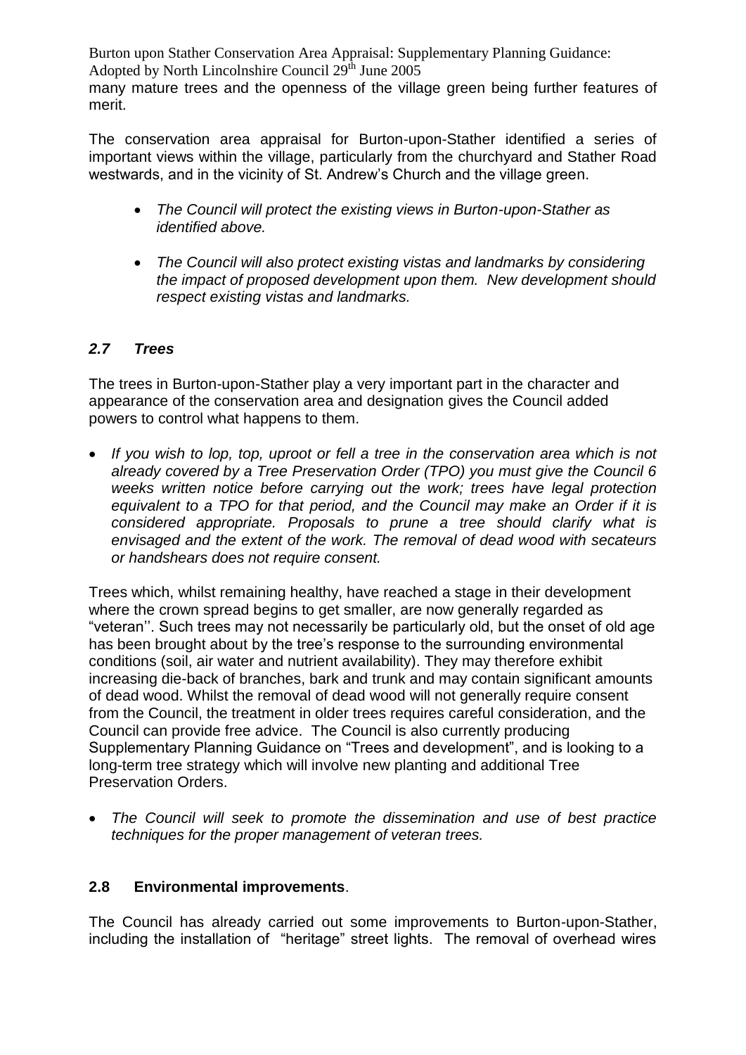many mature trees and the openness of the village green being further features of merit.

The conservation area appraisal for Burton-upon-Stather identified a series of important views within the village, particularly from the churchyard and Stather Road westwards, and in the vicinity of St. Andrew's Church and the village green.

- *The Council will protect the existing views in Burton-upon-Stather as identified above.*
- *The Council will also protect existing vistas and landmarks by considering the impact of proposed development upon them. New development should respect existing vistas and landmarks.*

### *2.7 Trees*

The trees in Burton-upon-Stather play a very important part in the character and appearance of the conservation area and designation gives the Council added powers to control what happens to them.

- *If you wish to lop, top, uproot or fell a tree in the conservation area which is not already covered by a Tree Preservation Order (TPO) you must give the Council 6 weeks written notice before carrying out the work; trees have legal protection equivalent to a TPO for that period, and the Council may make an Order if it is considered appropriate. Proposals to prune a tree should clarify what is envisaged and the extent of the work. The removal of dead wood with secateurs or handshears does not require consent.*

Trees which, whilst remaining healthy, have reached a stage in their development where the crown spread begins to get smaller, are now generally regarded as "veteran''. Such trees may not necessarily be particularly old, but the onset of old age has been brought about by the tree's response to the surrounding environmental conditions (soil, air water and nutrient availability). They may therefore exhibit increasing die-back of branches, bark and trunk and may contain significant amounts of dead wood. Whilst the removal of dead wood will not generally require consent from the Council, the treatment in older trees requires careful consideration, and the Council can provide free advice. The Council is also currently producing Supplementary Planning Guidance on "Trees and development", and is looking to a long-term tree strategy which will involve new planting and additional Tree Preservation Orders.

- *The Council will seek to promote the dissemination and use of best practice techniques for the proper management of veteran trees.*

### **2.8 Environmental improvements**.

The Council has already carried out some improvements to Burton-upon-Stather, including the installation of "heritage" street lights. The removal of overhead wires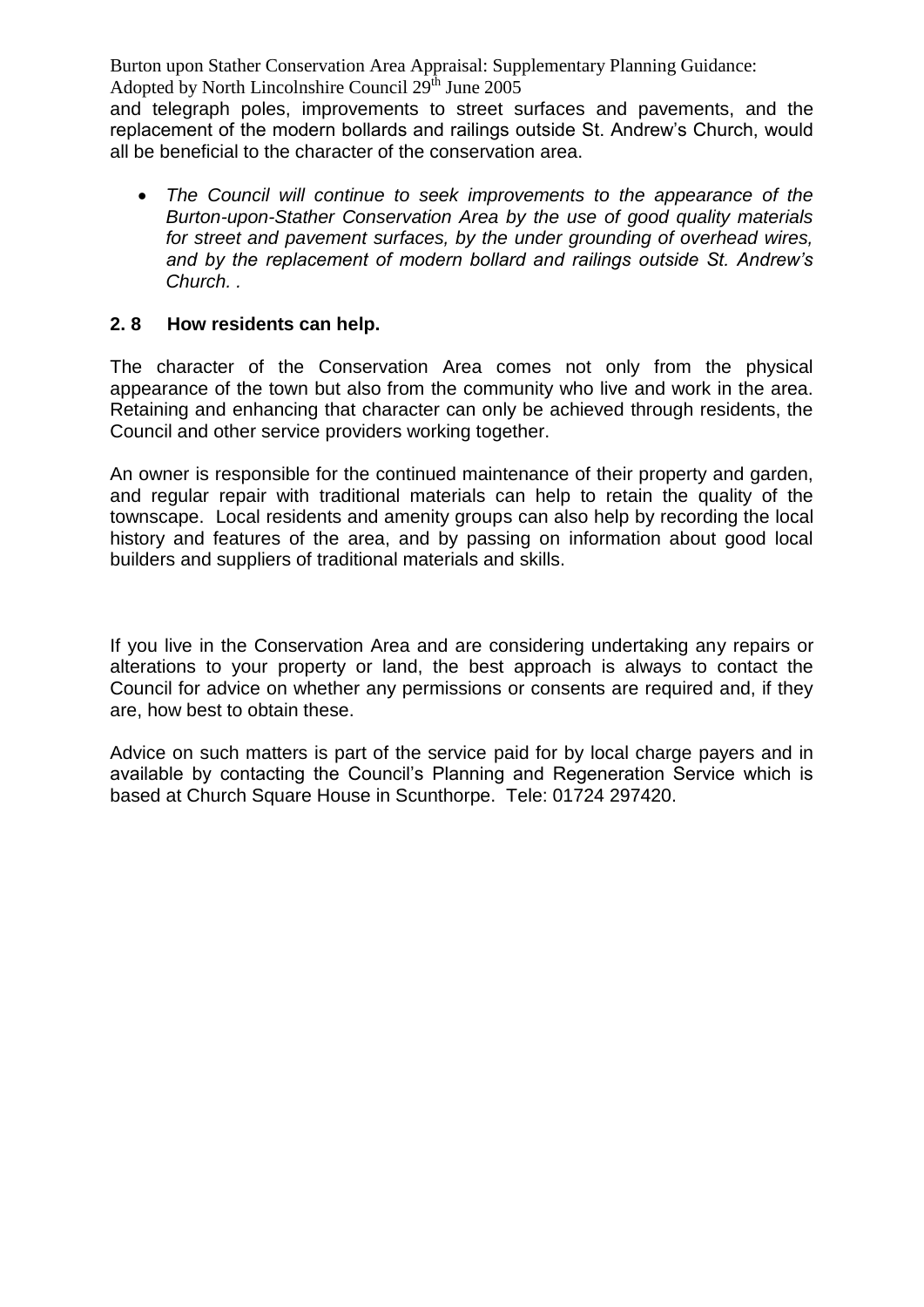and telegraph poles, improvements to street surfaces and pavements, and the replacement of the modern bollards and railings outside St. Andrew's Church, would all be beneficial to the character of the conservation area.

- *The Council will continue to seek improvements to the appearance of the Burton-upon-Stather Conservation Area by the use of good quality materials for street and pavement surfaces, by the under grounding of overhead wires, and by the replacement of modern bollard and railings outside St. Andrew's Church. .*

## 2. 8 How residents can help.

The character of the Conservation Area comes not only from the physical appearance of the town but also from the community who live and work in the area. Retaining and enhancing that character can only be achieved through residents, the Council and other service providers working together.

An owner is responsible for the continued maintenance of their property and garden, and regular repair with traditional materials can help to retain the quality of the townscape. Local residents and amenity groups can also help by recording the local history and features of the area, and by passing on information about good local builders and suppliers of traditional materials and skills.

If you live in the Conservation Area and are considering undertaking any repairs or alterations to your property or land, the best approach is always to contact the Council for advice on whether any permissions or consents are required and, if they are, how best to obtain these.

Advice on such matters is part of the service paid for by local charge payers and in available by contacting the Council's Planning and Regeneration Service which is based at Church Square House in Scunthorpe. Tele: 01724 297420.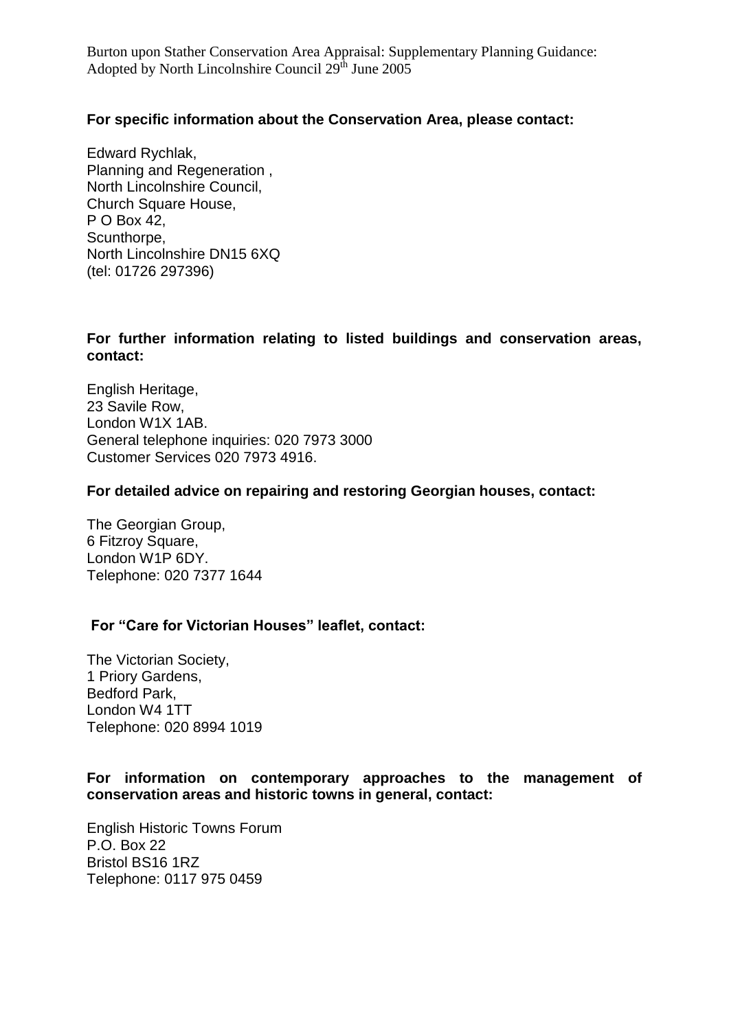**For specific information about the Conservation Area, please contact:**

Edward Rychlak,
Planning and Regeneration ,
North Lincolnshire Council,
Church Square House,
P O Box 42,
Scunthorpe,
North Lincolnshire DN15 6XQ
(tel: 01726 297396)

**For further information relating to listed buildings and conservation areas, contact:**

English Heritage,
23 Savile Row,
London W1X 1AB.
General telephone inquiries: 020 7973 3000
Customer Services 020 7973 4916.

**For detailed advice on repairing and restoring Georgian houses, contact:**

The Georgian Group,
6 Fitzroy Square,
London W1P 6DY.
Telephone: 020 7377 1644

**For "Care for Victorian Houses" leaflet, contact:**

The Victorian Society,
1 Priory Gardens,
Bedford Park,
London W4 1TT
Telephone: 020 8994 1019

**For information on contemporary approaches to the management of conservation areas and historic towns in general, contact:**

English Historic Towns Forum
P.O. Box 22
Bristol BS16 1RZ
Telephone: 0117 975 0459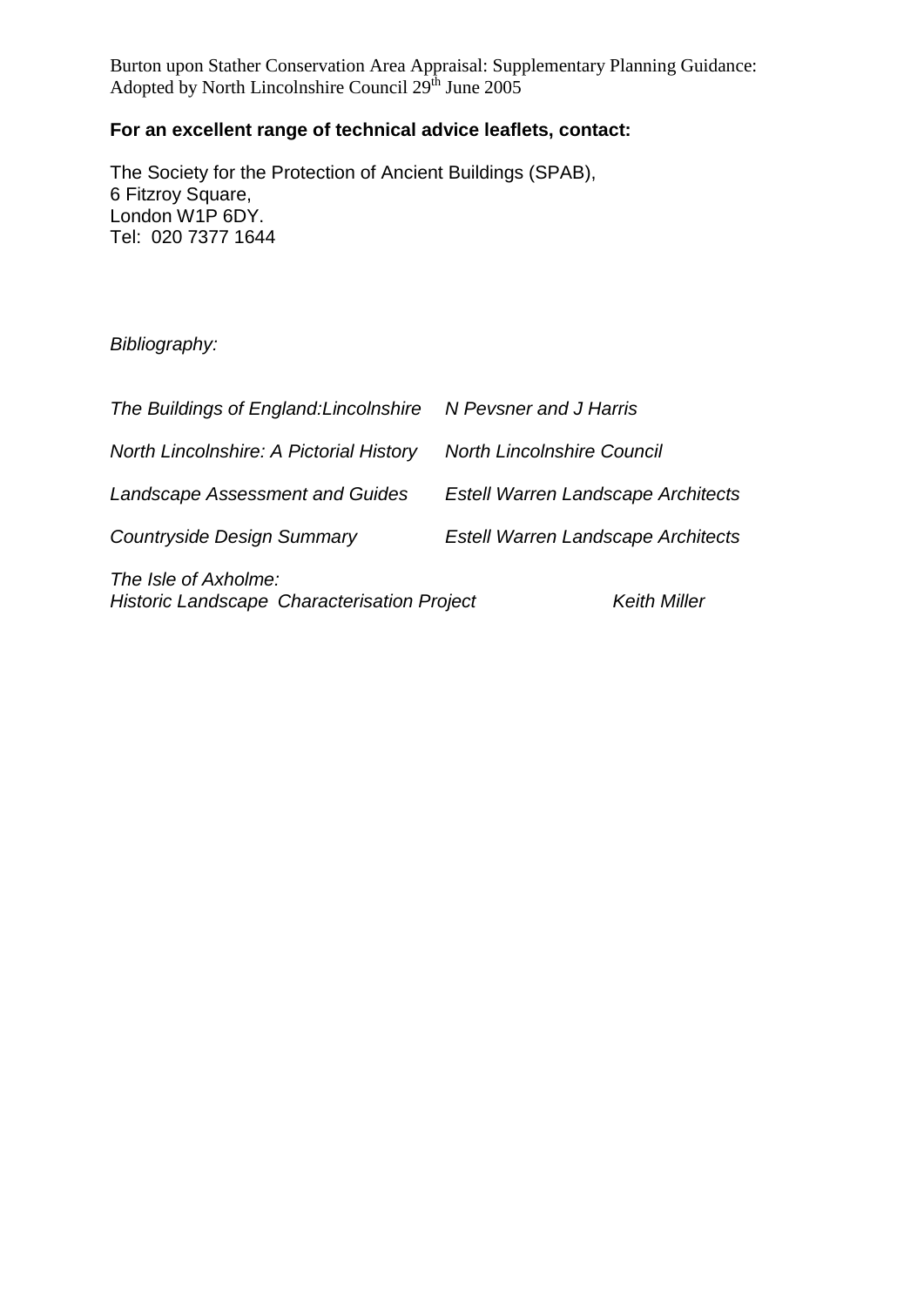**For an excellent range of technical advice leaflets, contact:**

The Society for the Protection of Ancient Buildings (SPAB),
6 Fitzroy Square,
London W1P 6DY.
Tel: 020 7377 1644

*Bibliography:*

| | |
|---|---|
| *The Buildings of England:Lincolnshire* | *N Pevsner and J Harris* |
| *North Lincolnshire: A Pictorial History* | *North Lincolnshire Council* |
| *Landscape Assessment and Guides* | *Estell Warren Landscape Architects* |
| *Countryside Design Summary* | *Estell Warren Landscape Architects* |
| *The Isle of Axholme: Historic Landscape Characterisation Project* | *Keith Miller* |